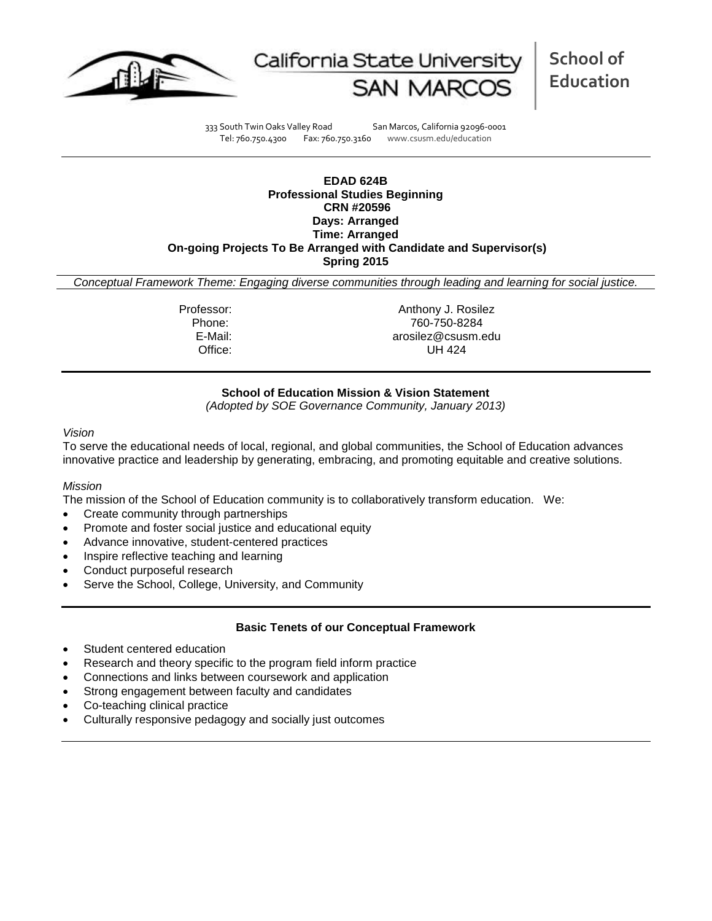California State University SAN MARCOS

**School of Education**

333 South Twin Oaks Valley Road San Marcos, California 92096-0001
Tel: 760.750.4300 Fax: 760.750.3160 www.csusm.edu/education

**EDAD 624B**
**Professional Studies Beginning**
**CRN #20596**
**Days: Arranged**
**Time: Arranged**
**On-going Projects To Be Arranged with Candidate and Supervisor(s)**
**Spring 2015**

*Conceptual Framework Theme: Engaging diverse communities through leading and learning for social justice.*

| | |
|---|---|
| Professor: | Anthony J. Rosilez |
| Phone: | 760-750-8284 |
| E-Mail: | arosilez@csusm.edu |
| Office: | UH 424 |

---

**School of Education Mission & Vision Statement**
*(Adopted by SOE Governance Community, January 2013)*

*Vision*
To serve the educational needs of local, regional, and global communities, the School of Education advances innovative practice and leadership by generating, embracing, and promoting equitable and creative solutions.

*Mission*
The mission of the School of Education community is to collaboratively transform education. We:

- Create community through partnerships
- Promote and foster social justice and educational equity
- Advance innovative, student-centered practices
- Inspire reflective teaching and learning
- Conduct purposeful research
- Serve the School, College, University, and Community

---

**Basic Tenets of our Conceptual Framework**

- Student centered education
- Research and theory specific to the program field inform practice
- Connections and links between coursework and application
- Strong engagement between faculty and candidates
- Co-teaching clinical practice
- Culturally responsive pedagogy and socially just outcomes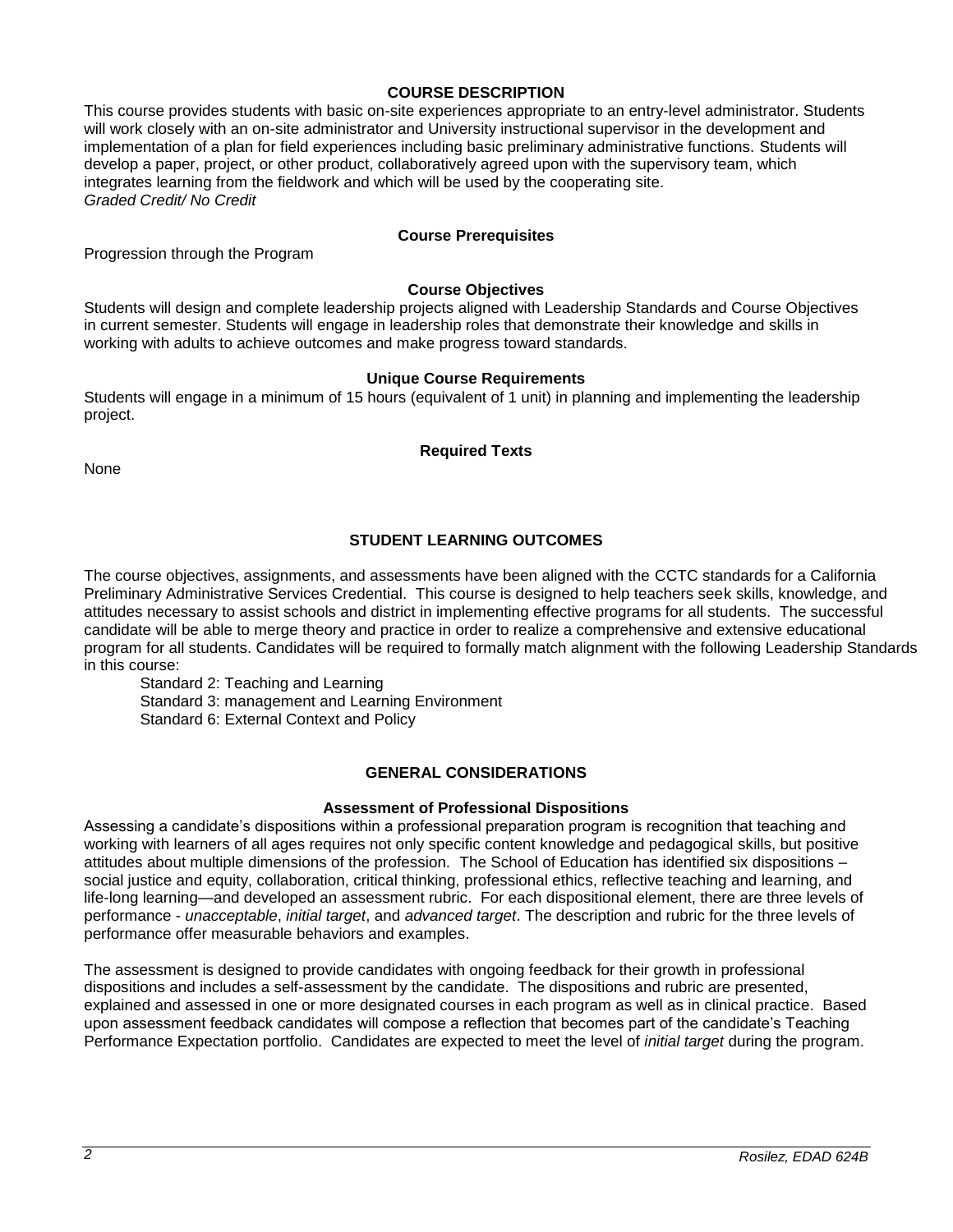## COURSE DESCRIPTION

This course provides students with basic on-site experiences appropriate to an entry-level administrator. Students will work closely with an on-site administrator and University instructional supervisor in the development and implementation of a plan for field experiences including basic preliminary administrative functions. Students will develop a paper, project, or other product, collaboratively agreed upon with the supervisory team, which integrates learning from the fieldwork and which will be used by the cooperating site.
*Graded Credit/ No Credit*

### Course Prerequisites

Progression through the Program

### Course Objectives

Students will design and complete leadership projects aligned with Leadership Standards and Course Objectives in current semester. Students will engage in leadership roles that demonstrate their knowledge and skills in working with adults to achieve outcomes and make progress toward standards.

### Unique Course Requirements

Students will engage in a minimum of 15 hours (equivalent of 1 unit) in planning and implementing the leadership project.

### Required Texts

None

## STUDENT LEARNING OUTCOMES

The course objectives, assignments, and assessments have been aligned with the CCTC standards for a California Preliminary Administrative Services Credential. This course is designed to help teachers seek skills, knowledge, and attitudes necessary to assist schools and district in implementing effective programs for all students. The successful candidate will be able to merge theory and practice in order to realize a comprehensive and extensive educational program for all students. Candidates will be required to formally match alignment with the following Leadership Standards in this course:

- Standard 2: Teaching and Learning
- Standard 3: management and Learning Environment
- Standard 6: External Context and Policy

## GENERAL CONSIDERATIONS

### Assessment of Professional Dispositions

Assessing a candidate's dispositions within a professional preparation program is recognition that teaching and working with learners of all ages requires not only specific content knowledge and pedagogical skills, but positive attitudes about multiple dimensions of the profession. The School of Education has identified six dispositions – social justice and equity, collaboration, critical thinking, professional ethics, reflective teaching and learning, and life-long learning—and developed an assessment rubric. For each dispositional element, there are three levels of performance - *unacceptable*, *initial target*, and *advanced target*. The description and rubric for the three levels of performance offer measurable behaviors and examples.

The assessment is designed to provide candidates with ongoing feedback for their growth in professional dispositions and includes a self-assessment by the candidate. The dispositions and rubric are presented, explained and assessed in one or more designated courses in each program as well as in clinical practice. Based upon assessment feedback candidates will compose a reflection that becomes part of the candidate's Teaching Performance Expectation portfolio. Candidates are expected to meet the level of *initial target* during the program.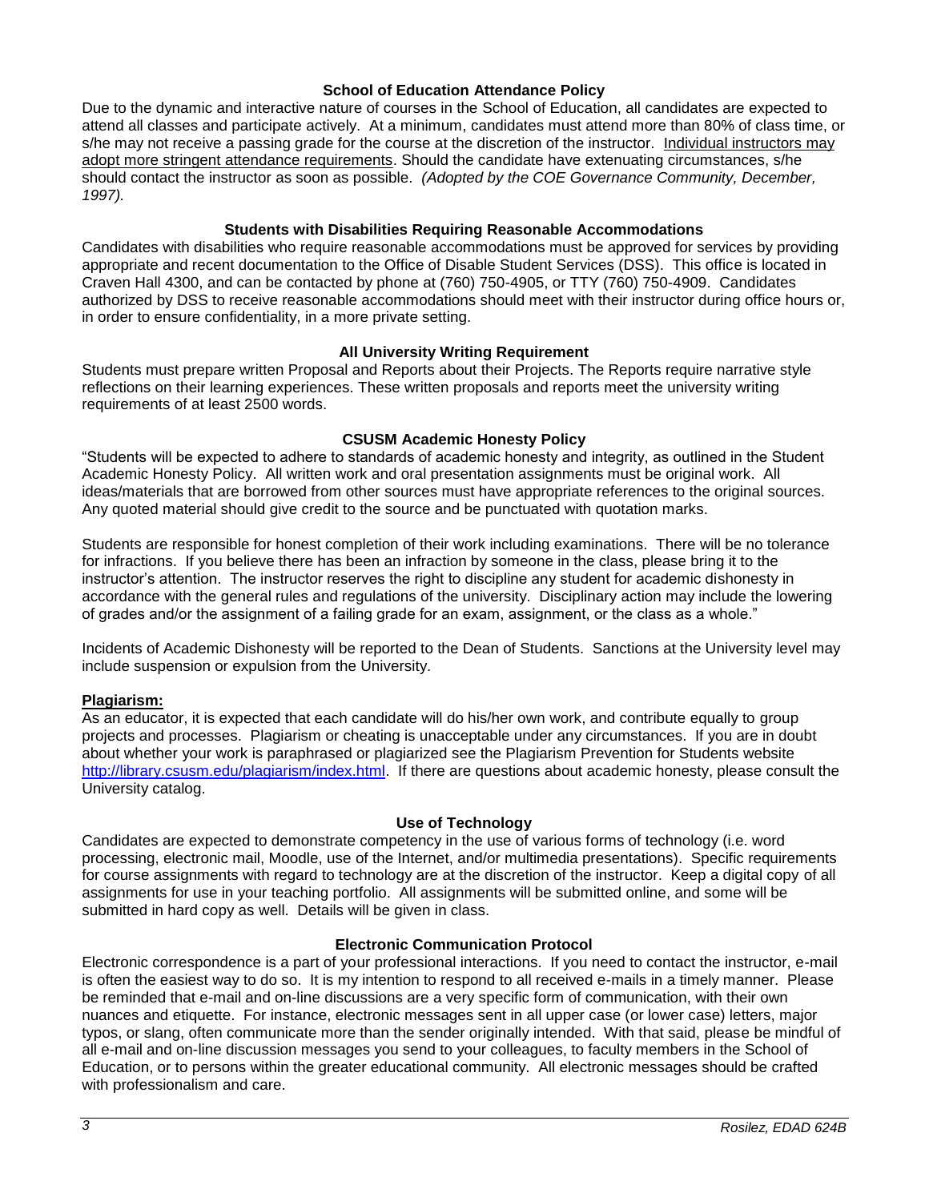## School of Education Attendance Policy

Due to the dynamic and interactive nature of courses in the School of Education, all candidates are expected to attend all classes and participate actively. At a minimum, candidates must attend more than 80% of class time, or s/he may not receive a passing grade for the course at the discretion of the instructor. Individual instructors may adopt more stringent attendance requirements. Should the candidate have extenuating circumstances, s/he should contact the instructor as soon as possible. *(Adopted by the COE Governance Community, December, 1997).*

## Students with Disabilities Requiring Reasonable Accommodations

Candidates with disabilities who require reasonable accommodations must be approved for services by providing appropriate and recent documentation to the Office of Disable Student Services (DSS). This office is located in Craven Hall 4300, and can be contacted by phone at (760) 750-4905, or TTY (760) 750-4909. Candidates authorized by DSS to receive reasonable accommodations should meet with their instructor during office hours or, in order to ensure confidentiality, in a more private setting.

## All University Writing Requirement

Students must prepare written Proposal and Reports about their Projects. The Reports require narrative style reflections on their learning experiences. These written proposals and reports meet the university writing requirements of at least 2500 words.

## CSUSM Academic Honesty Policy

"Students will be expected to adhere to standards of academic honesty and integrity, as outlined in the Student Academic Honesty Policy. All written work and oral presentation assignments must be original work. All ideas/materials that are borrowed from other sources must have appropriate references to the original sources. Any quoted material should give credit to the source and be punctuated with quotation marks.

Students are responsible for honest completion of their work including examinations. There will be no tolerance for infractions. If you believe there has been an infraction by someone in the class, please bring it to the instructor's attention. The instructor reserves the right to discipline any student for academic dishonesty in accordance with the general rules and regulations of the university. Disciplinary action may include the lowering of grades and/or the assignment of a failing grade for an exam, assignment, or the class as a whole."

Incidents of Academic Dishonesty will be reported to the Dean of Students. Sanctions at the University level may include suspension or expulsion from the University.

### Plagiarism:

As an educator, it is expected that each candidate will do his/her own work, and contribute equally to group projects and processes. Plagiarism or cheating is unacceptable under any circumstances. If you are in doubt about whether your work is paraphrased or plagiarized see the Plagiarism Prevention for Students website http://library.csusm.edu/plagiarism/index.html. If there are questions about academic honesty, please consult the University catalog.

## Use of Technology

Candidates are expected to demonstrate competency in the use of various forms of technology (i.e. word processing, electronic mail, Moodle, use of the Internet, and/or multimedia presentations). Specific requirements for course assignments with regard to technology are at the discretion of the instructor. Keep a digital copy of all assignments for use in your teaching portfolio. All assignments will be submitted online, and some will be submitted in hard copy as well. Details will be given in class.

## Electronic Communication Protocol

Electronic correspondence is a part of your professional interactions. If you need to contact the instructor, e-mail is often the easiest way to do so. It is my intention to respond to all received e-mails in a timely manner. Please be reminded that e-mail and on-line discussions are a very specific form of communication, with their own nuances and etiquette. For instance, electronic messages sent in all upper case (or lower case) letters, major typos, or slang, often communicate more than the sender originally intended. With that said, please be mindful of all e-mail and on-line discussion messages you send to your colleagues, to faculty members in the School of Education, or to persons within the greater educational community. All electronic messages should be crafted with professionalism and care.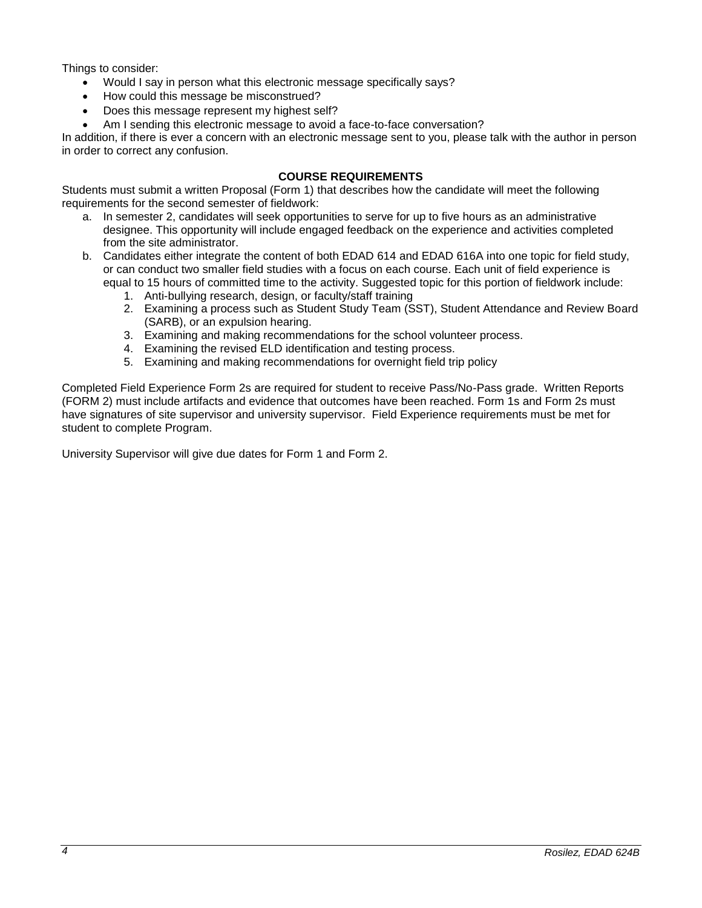Things to consider:

- Would I say in person what this electronic message specifically says?
- How could this message be misconstrued?
- Does this message represent my highest self?
- Am I sending this electronic message to avoid a face-to-face conversation?

In addition, if there is ever a concern with an electronic message sent to you, please talk with the author in person in order to correct any confusion.

## COURSE REQUIREMENTS

Students must submit a written Proposal (Form 1) that describes how the candidate will meet the following requirements for the second semester of fieldwork:

a. In semester 2, candidates will seek opportunities to serve for up to five hours as an administrative designee. This opportunity will include engaged feedback on the experience and activities completed from the site administrator.
b. Candidates either integrate the content of both EDAD 614 and EDAD 616A into one topic for field study, or can conduct two smaller field studies with a focus on each course. Each unit of field experience is equal to 15 hours of committed time to the activity. Suggested topic for this portion of fieldwork include:
    1. Anti-bullying research, design, or faculty/staff training
    2. Examining a process such as Student Study Team (SST), Student Attendance and Review Board (SARB), or an expulsion hearing.
    3. Examining and making recommendations for the school volunteer process.
    4. Examining the revised ELD identification and testing process.
    5. Examining and making recommendations for overnight field trip policy

Completed Field Experience Form 2s are required for student to receive Pass/No-Pass grade. Written Reports (FORM 2) must include artifacts and evidence that outcomes have been reached. Form 1s and Form 2s must have signatures of site supervisor and university supervisor. Field Experience requirements must be met for student to complete Program.

University Supervisor will give due dates for Form 1 and Form 2.